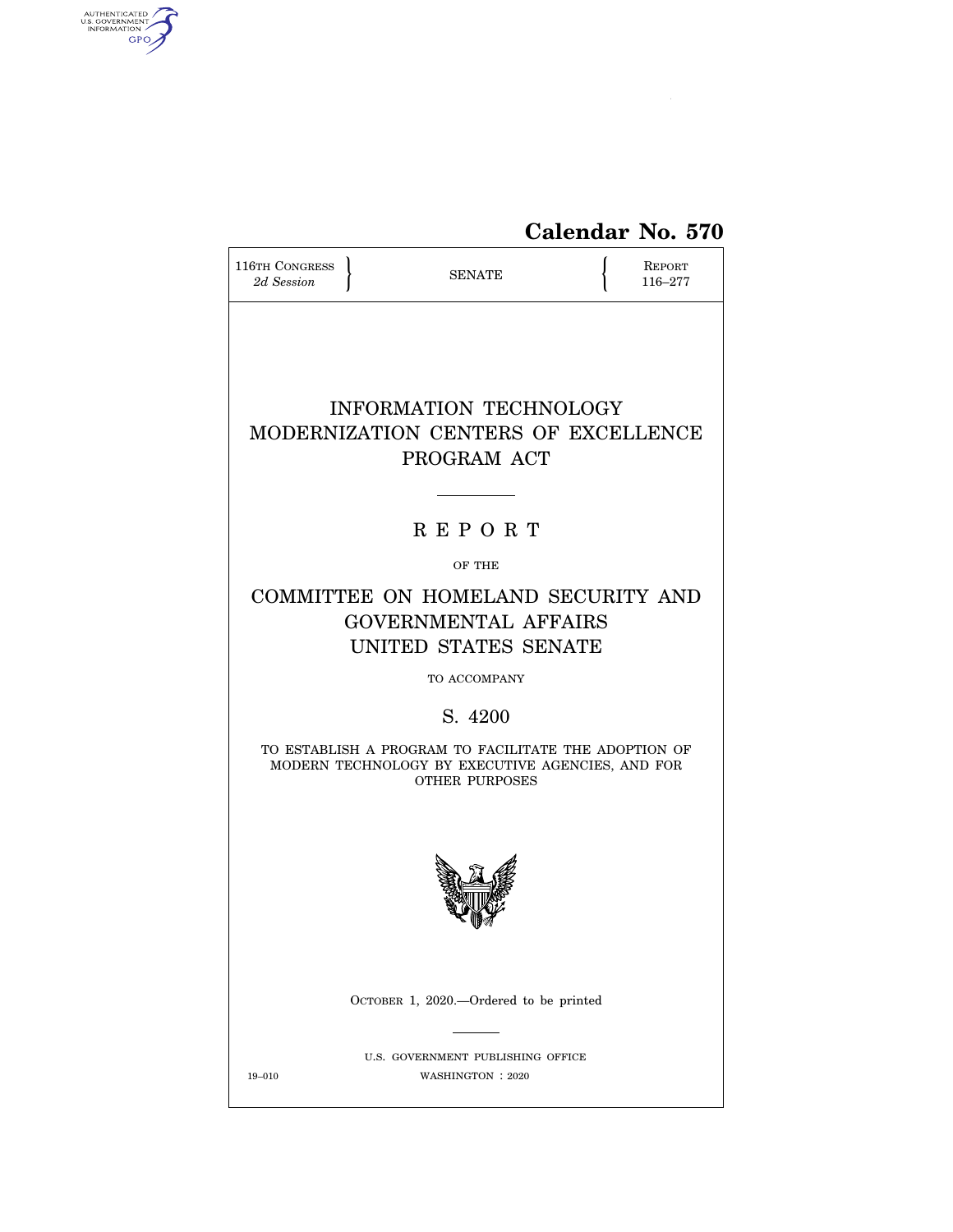**Calendar No. 570**

116TH CONGRESS
*2d Session*

SENATE

REPORT
116–277

# INFORMATION TECHNOLOGY MODERNIZATION CENTERS OF EXCELLENCE PROGRAM ACT

## R E P O R T

OF THE

## COMMITTEE ON HOMELAND SECURITY AND GOVERNMENTAL AFFAIRS UNITED STATES SENATE

TO ACCOMPANY

## S. 4200

TO ESTABLISH A PROGRAM TO FACILITATE THE ADOPTION OF MODERN TECHNOLOGY BY EXECUTIVE AGENCIES, AND FOR OTHER PURPOSES

OCTOBER 1, 2020.—Ordered to be printed

U.S. GOVERNMENT PUBLISHING OFFICE
19–010 WASHINGTON : 2020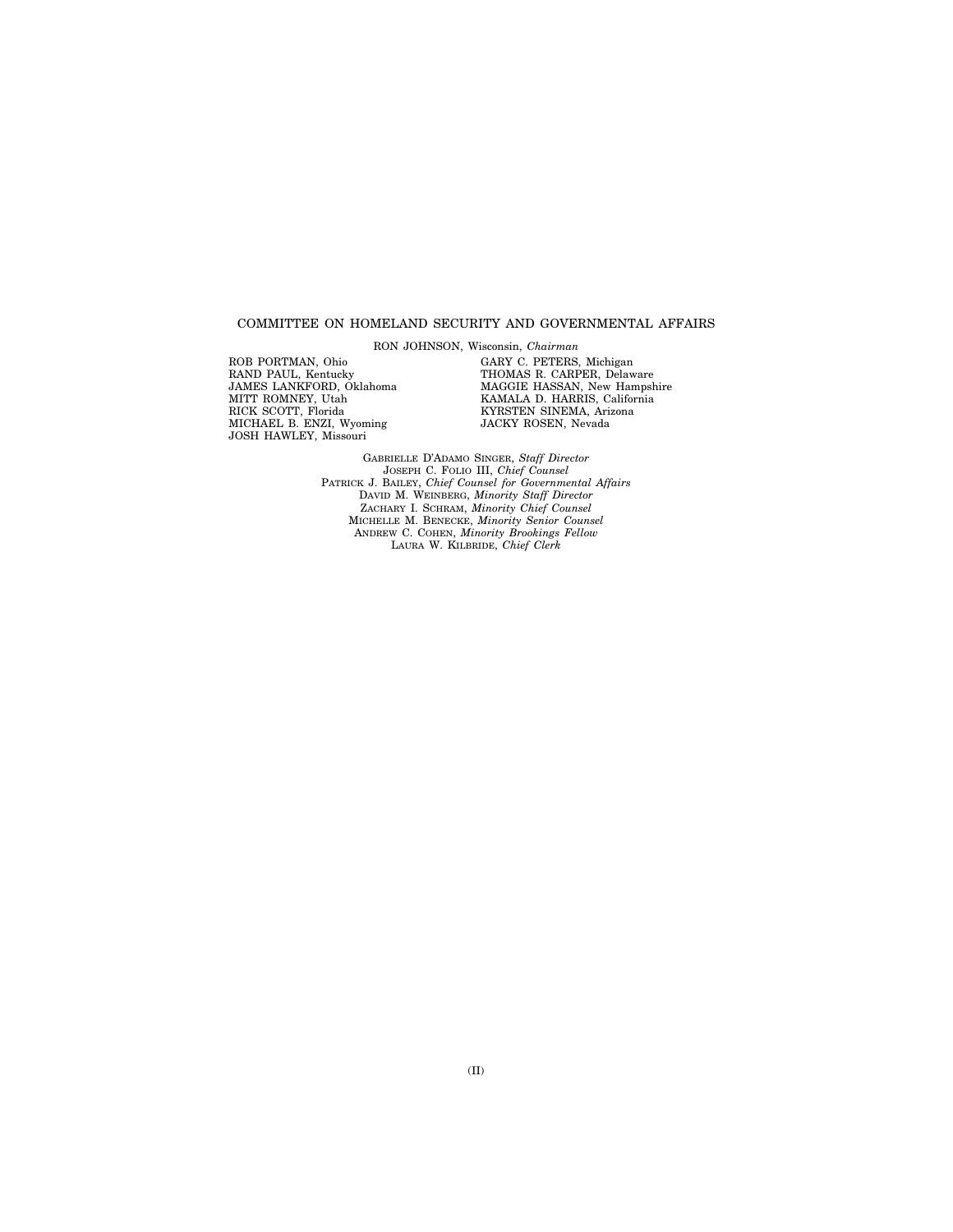COMMITTEE ON HOMELAND SECURITY AND GOVERNMENTAL AFFAIRS

RON JOHNSON, Wisconsin, *Chairman*

ROB PORTMAN, Ohio
RAND PAUL, Kentucky
JAMES LANKFORD, Oklahoma
MITT ROMNEY, Utah
RICK SCOTT, Florida
MICHAEL B. ENZI, Wyoming
JOSH HAWLEY, Missouri

GARY C. PETERS, Michigan
THOMAS R. CARPER, Delaware
MAGGIE HASSAN, New Hampshire
KAMALA D. HARRIS, California
KYRSTEN SINEMA, Arizona
JACKY ROSEN, Nevada

GABRIELLE D'ADAMO SINGER, *Staff Director*
JOSEPH C. FOLIO III, *Chief Counsel*
PATRICK J. BAILEY, *Chief Counsel for Governmental Affairs*
DAVID M. WEINBERG, *Minority Staff Director*
ZACHARY I. SCHRAM, *Minority Chief Counsel*
MICHELLE M. BENECKE, *Minority Senior Counsel*
ANDREW C. COHEN, *Minority Brookings Fellow*
LAURA W. KILBRIDE, *Chief Clerk*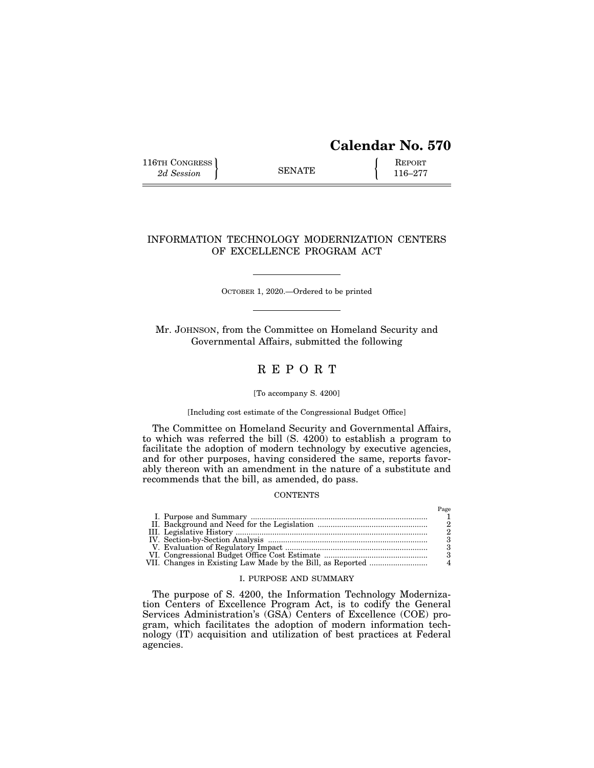# Calendar No. 570

116TH CONGRESS
*2d Session*

SENATE

REPORT
116–277

## INFORMATION TECHNOLOGY MODERNIZATION CENTERS OF EXCELLENCE PROGRAM ACT

OCTOBER 1, 2020.—Ordered to be printed

Mr. JOHNSON, from the Committee on Homeland Security and Governmental Affairs, submitted the following

## R E P O R T

[To accompany S. 4200]

[Including cost estimate of the Congressional Budget Office]

The Committee on Homeland Security and Governmental Affairs, to which was referred the bill (S. 4200) to establish a program to facilitate the adoption of modern technology by executive agencies, and for other purposes, having considered the same, reports favorably thereon with an amendment in the nature of a substitute and recommends that the bill, as amended, do pass.

CONTENTS

| | Page |
|---|---|
| I. Purpose and Summary | 1 |
| II. Background and Need for the Legislation | 2 |
| III. Legislative History | 2 |
| IV. Section-by-Section Analysis | 3 |
| V. Evaluation of Regulatory Impact | 3 |
| VI. Congressional Budget Office Cost Estimate | 3 |
| VII. Changes in Existing Law Made by the Bill, as Reported | 4 |

### I. PURPOSE AND SUMMARY

The purpose of S. 4200, the Information Technology Modernization Centers of Excellence Program Act, is to codify the General Services Administration's (GSA) Centers of Excellence (COE) program, which facilitates the adoption of modern information technology (IT) acquisition and utilization of best practices at Federal agencies.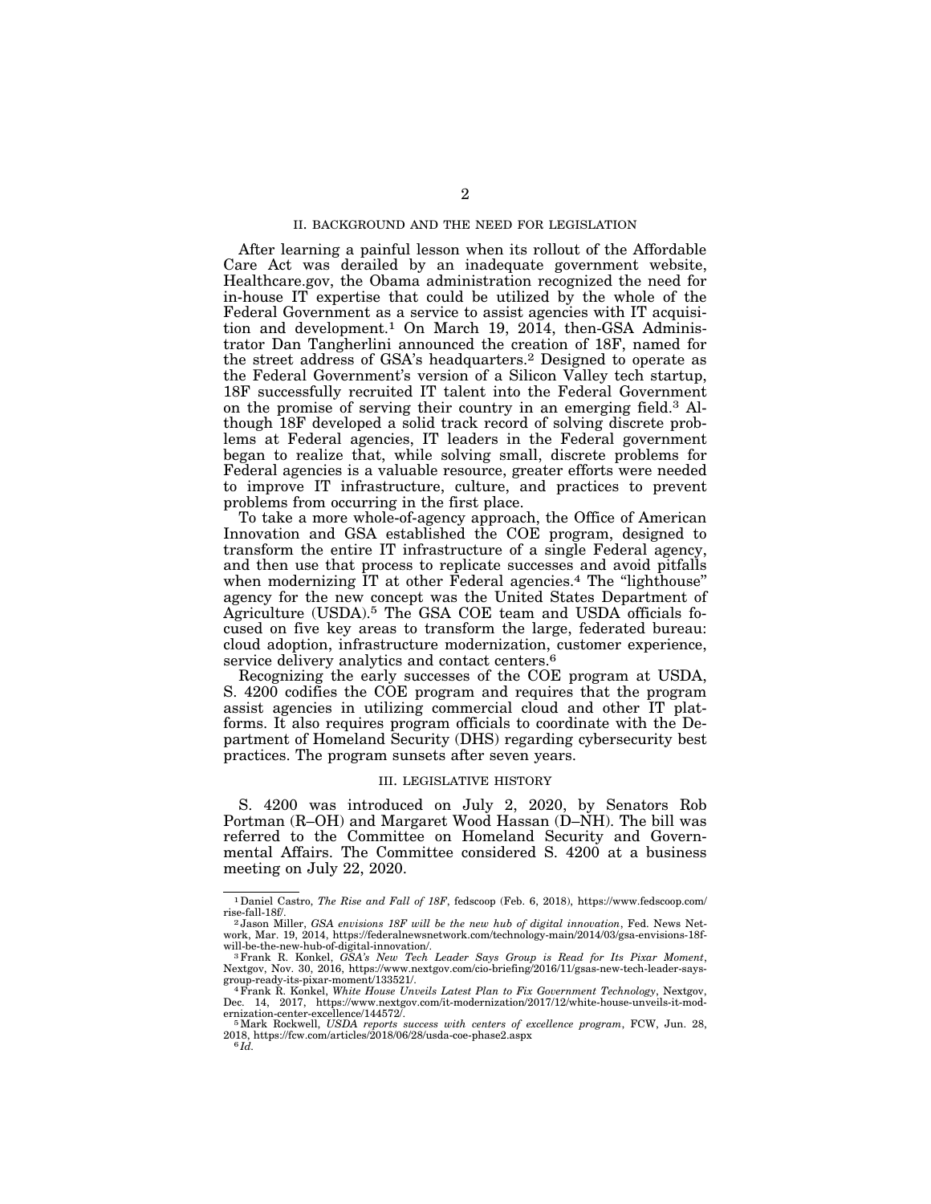## II. BACKGROUND AND THE NEED FOR LEGISLATION

After learning a painful lesson when its rollout of the Affordable Care Act was derailed by an inadequate government website, Healthcare.gov, the Obama administration recognized the need for in-house IT expertise that could be utilized by the whole of the Federal Government as a service to assist agencies with IT acquisition and development.[1] On March 19, 2014, then-GSA Administrator Dan Tangherlini announced the creation of 18F, named for the street address of GSA's headquarters.[2] Designed to operate as the Federal Government's version of a Silicon Valley tech startup, 18F successfully recruited IT talent into the Federal Government on the promise of serving their country in an emerging field.[3] Although 18F developed a solid track record of solving discrete problems at Federal agencies, IT leaders in the Federal government began to realize that, while solving small, discrete problems for Federal agencies is a valuable resource, greater efforts were needed to improve IT infrastructure, culture, and practices to prevent problems from occurring in the first place.

To take a more whole-of-agency approach, the Office of American Innovation and GSA established the COE program, designed to transform the entire IT infrastructure of a single Federal agency, and then use that process to replicate successes and avoid pitfalls when modernizing IT at other Federal agencies.[4] The "lighthouse" agency for the new concept was the United States Department of Agriculture (USDA).[5] The GSA COE team and USDA officials focused on five key areas to transform the large, federated bureau: cloud adoption, infrastructure modernization, customer experience, service delivery analytics and contact centers.[6]

Recognizing the early successes of the COE program at USDA, S. 4200 codifies the COE program and requires that the program assist agencies in utilizing commercial cloud and other IT platforms. It also requires program officials to coordinate with the Department of Homeland Security (DHS) regarding cybersecurity best practices. The program sunsets after seven years.

## III. LEGISLATIVE HISTORY

S. 4200 was introduced on July 2, 2020, by Senators Rob Portman (R–OH) and Margaret Wood Hassan (D–NH). The bill was referred to the Committee on Homeland Security and Governmental Affairs. The Committee considered S. 4200 at a business meeting on July 22, 2020.

---

[1] Daniel Castro, *The Rise and Fall of 18F*, fedscoop (Feb. 6, 2018), https://www.fedscoop.com/rise-fall-18f/.

[2] Jason Miller, *GSA envisions 18F will be the new hub of digital innovation*, Fed. News Network, Mar. 19, 2014, https://federalnewsnetwork.com/technology-main/2014/03/gsa-envisions-18f-will-be-the-new-hub-of-digital-innovation/.

[3] Frank R. Konkel, *GSA's New Tech Leader Says Group is Read for Its Pixar Moment*, Nextgov, Nov. 30, 2016, https://www.nextgov.com/cio-briefing/2016/11/gsas-new-tech-leader-says-group-ready-its-pixar-moment/133521/.

[4] Frank R. Konkel, *White House Unveils Latest Plan to Fix Government Technology*, Nextgov, Dec. 14, 2017, https://www.nextgov.com/it-modernization/2017/12/white-house-unveils-it-modernization-center-excellence/144572/.

[5] Mark Rockwell, *USDA reports success with centers of excellence program*, FCW, Jun. 28, 2018, https://fcw.com/articles/2018/06/28/usda-coe-phase2.aspx

[6] *Id.*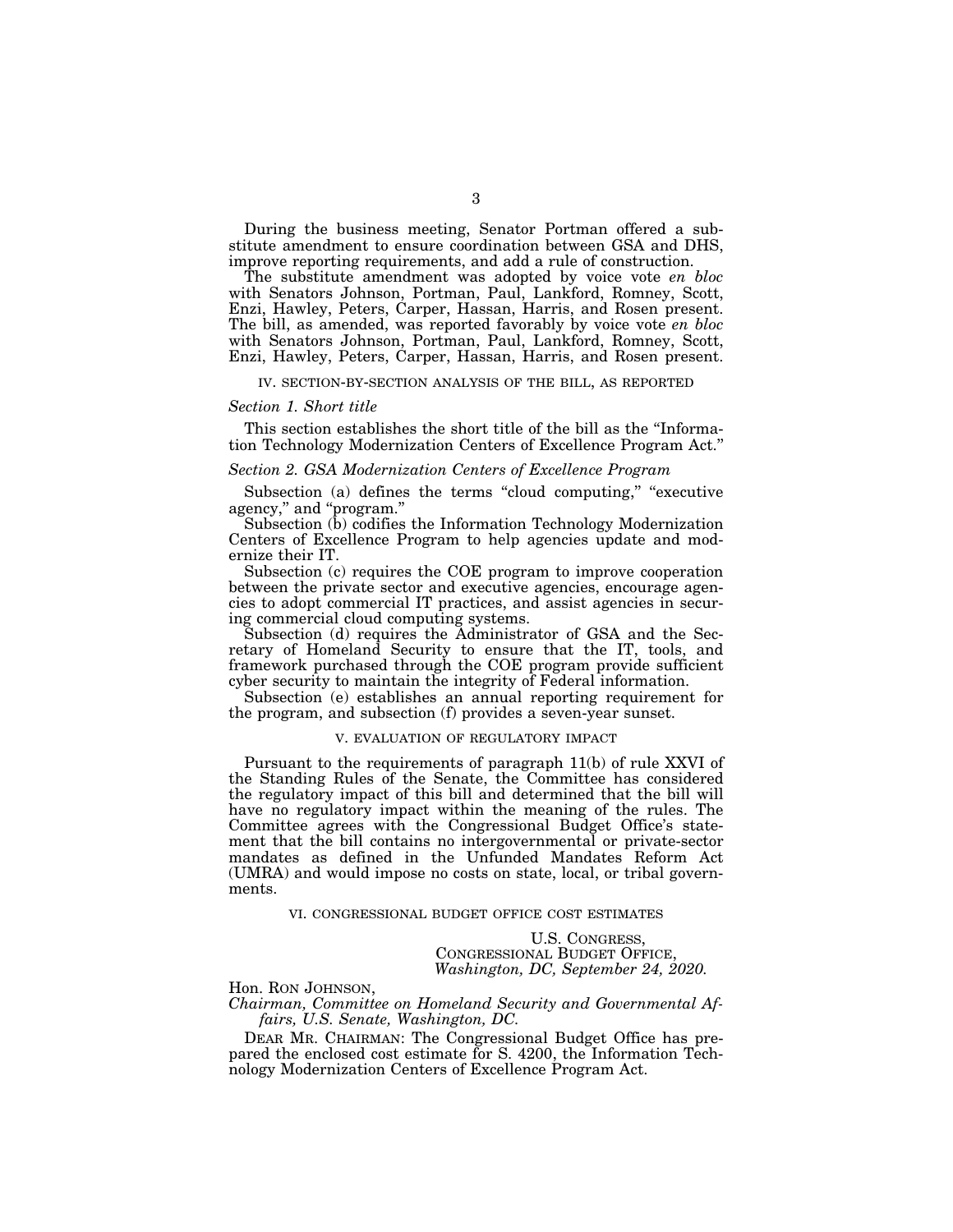During the business meeting, Senator Portman offered a substitute amendment to ensure coordination between GSA and DHS, improve reporting requirements, and add a rule of construction.

The substitute amendment was adopted by voice vote *en bloc* with Senators Johnson, Portman, Paul, Lankford, Romney, Scott, Enzi, Hawley, Peters, Carper, Hassan, Harris, and Rosen present. The bill, as amended, was reported favorably by voice vote *en bloc* with Senators Johnson, Portman, Paul, Lankford, Romney, Scott, Enzi, Hawley, Peters, Carper, Hassan, Harris, and Rosen present.

## IV. SECTION-BY-SECTION ANALYSIS OF THE BILL, AS REPORTED

### *Section 1. Short title*

This section establishes the short title of the bill as the "Information Technology Modernization Centers of Excellence Program Act."

### *Section 2. GSA Modernization Centers of Excellence Program*

Subsection (a) defines the terms "cloud computing," "executive agency," and "program."

Subsection (b) codifies the Information Technology Modernization Centers of Excellence Program to help agencies update and modernize their IT.

Subsection (c) requires the COE program to improve cooperation between the private sector and executive agencies, encourage agencies to adopt commercial IT practices, and assist agencies in securing commercial cloud computing systems.

Subsection (d) requires the Administrator of GSA and the Secretary of Homeland Security to ensure that the IT, tools, and framework purchased through the COE program provide sufficient cyber security to maintain the integrity of Federal information.

Subsection (e) establishes an annual reporting requirement for the program, and subsection (f) provides a seven-year sunset.

## V. EVALUATION OF REGULATORY IMPACT

Pursuant to the requirements of paragraph 11(b) of rule XXVI of the Standing Rules of the Senate, the Committee has considered the regulatory impact of this bill and determined that the bill will have no regulatory impact within the meaning of the rules. The Committee agrees with the Congressional Budget Office's statement that the bill contains no intergovernmental or private-sector mandates as defined in the Unfunded Mandates Reform Act (UMRA) and would impose no costs on state, local, or tribal governments.

## VI. CONGRESSIONAL BUDGET OFFICE COST ESTIMATES

U.S. CONGRESS,
CONGRESSIONAL BUDGET OFFICE,
*Washington, DC, September 24, 2020.*

Hon. RON JOHNSON,
*Chairman, Committee on Homeland Security and Governmental Affairs, U.S. Senate, Washington, DC.*

DEAR MR. CHAIRMAN: The Congressional Budget Office has prepared the enclosed cost estimate for S. 4200, the Information Technology Modernization Centers of Excellence Program Act.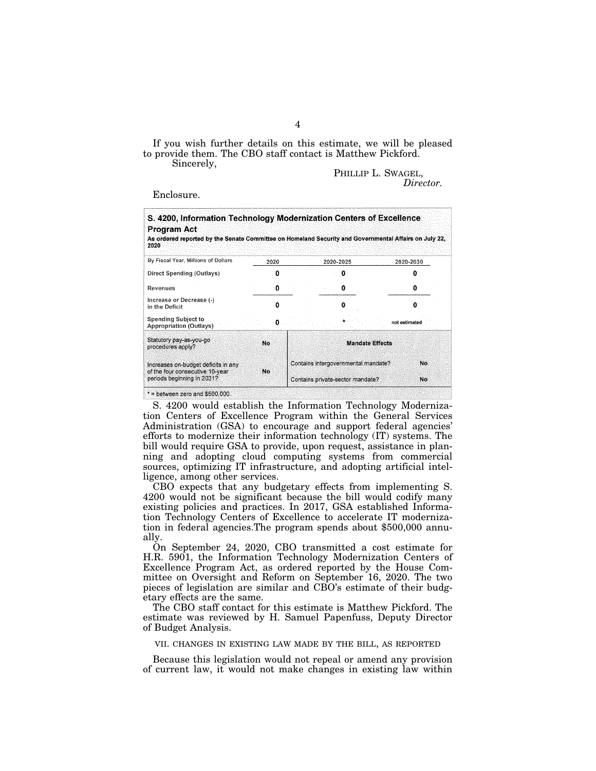If you wish further details on this estimate, we will be pleased to provide them. The CBO staff contact is Matthew Pickford.

Sincerely,

PHILLIP L. SWAGEL,
*Director.*

Enclosure.

**S. 4200, Information Technology Modernization Centers of Excellence Program Act**

**As ordered reported by the Senate Committee on Homeland Security and Governmental Affairs on July 22, 2020**

| By Fiscal Year, Millions of Dollars | 2020 | 2020-2025 | 2020-2030 |
|---|---|---|---|
| Direct Spending (Outlays) | 0 | 0 | 0 |
| Revenues | 0 | 0 | 0 |
| Increase or Decrease (-) in the Deficit | 0 | 0 | 0 |
| Spending Subject to Appropriation (Outlays) | 0 | * | not estimated |
| Statutory pay-as-you-go procedures apply? | No | **Mandate Effects** | |
| Increases on-budget deficits in any of the four consecutive 10-year periods beginning in 2031? | No | Contains intergovernmental mandate? | No |
| | | Contains private-sector mandate? | No |

* = between zero and $500,000.

S. 4200 would establish the Information Technology Modernization Centers of Excellence Program within the General Services Administration (GSA) to encourage and support federal agencies' efforts to modernize their information technology (IT) systems. The bill would require GSA to provide, upon request, assistance in planning and adopting cloud computing systems from commercial sources, optimizing IT infrastructure, and adopting artificial intelligence, among other services.

CBO expects that any budgetary effects from implementing S. 4200 would not be significant because the bill would codify many existing policies and practices. In 2017, GSA established Information Technology Centers of Excellence to accelerate IT modernization in federal agencies.The program spends about $500,000 annually.

On September 24, 2020, CBO transmitted a cost estimate for H.R. 5901, the Information Technology Modernization Centers of Excellence Program Act, as ordered reported by the House Committee on Oversight and Reform on September 16, 2020. The two pieces of legislation are similar and CBO's estimate of their budgetary effects are the same.

The CBO staff contact for this estimate is Matthew Pickford. The estimate was reviewed by H. Samuel Papenfuss, Deputy Director of Budget Analysis.

## VII. CHANGES IN EXISTING LAW MADE BY THE BILL, AS REPORTED

Because this legislation would not repeal or amend any provision of current law, it would not make changes in existing law within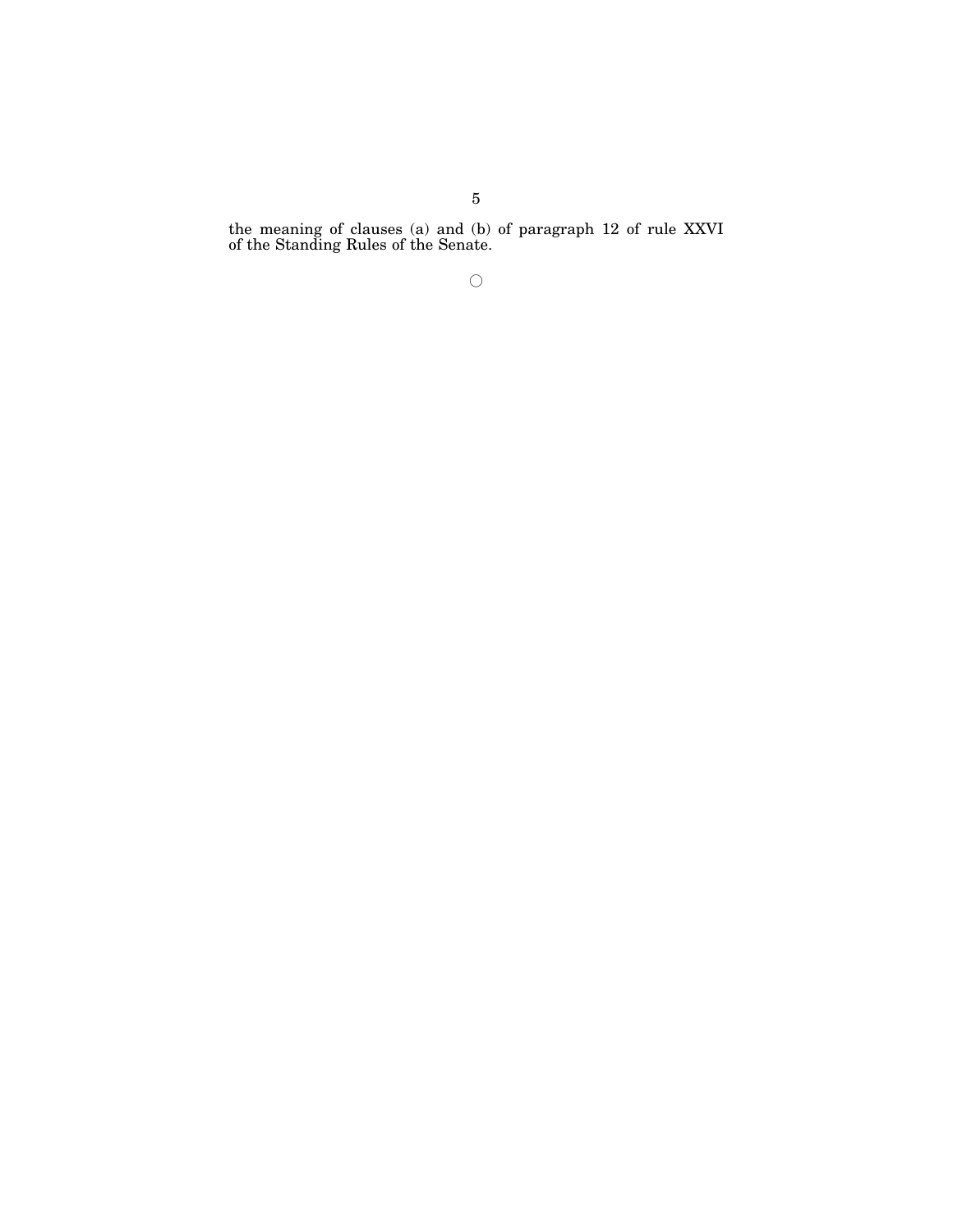the meaning of clauses (a) and (b) of paragraph 12 of rule XXVI of the Standing Rules of the Senate.

○